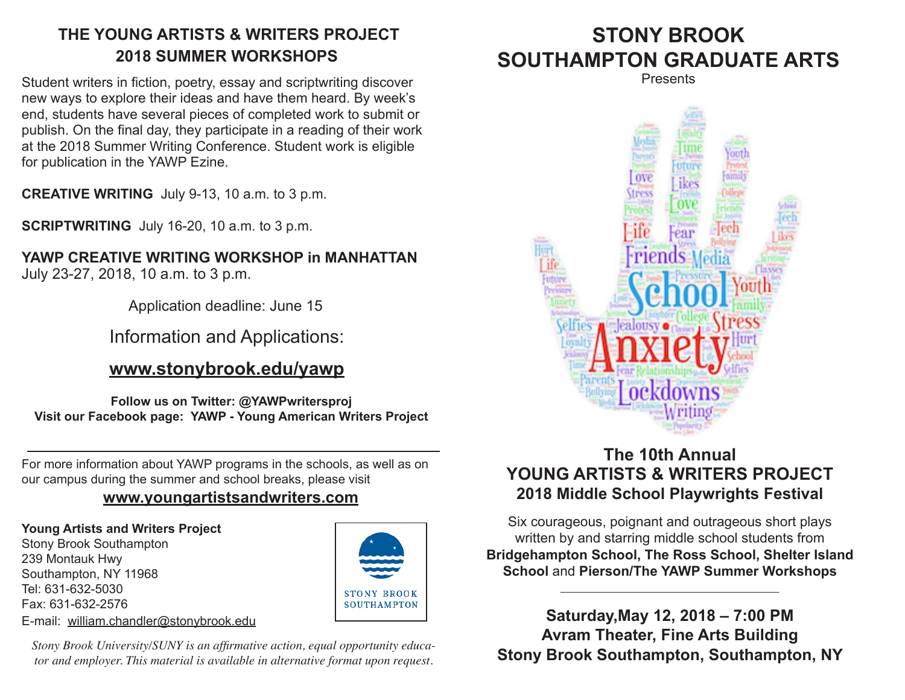## THE YOUNG ARTISTS & WRITERS PROJECT
## 2018 SUMMER WORKSHOPS

Student writers in fiction, poetry, essay and scriptwriting discover new ways to explore their ideas and have them heard. By week's end, students have several pieces of completed work to submit or publish. On the final day, they participate in a reading of their work at the 2018 Summer Writing Conference. Student work is eligible for publication in the YAWP Ezine.

**CREATIVE WRITING** July 9-13, 10 a.m. to 3 p.m.

**SCRIPTWRITING** July 16-20, 10 a.m. to 3 p.m.

**YAWP CREATIVE WRITING WORKSHOP in MANHATTAN**
July 23-27, 2018, 10 a.m. to 3 p.m.

Application deadline: June 15

Information and Applications:

**www.stonybrook.edu/yawp**

**Follow us on Twitter: @YAWPwritersproj**
**Visit our Facebook page: YAWP - Young American Writers Project**

---

For more information about YAWP programs in the schools, as well as on our campus during the summer and school breaks, please visit

**www.youngartistsandwriters.com**

**Young Artists and Writers Project**
Stony Brook Southampton
239 Montauk Hwy
Southampton, NY 11968
Tel: 631-632-5030
Fax: 631-632-2576
E-mail: william.chandler@stonybrook.edu

STONY BROOK SOUTHAMPTON

*Stony Brook University/SUNY is an affirmative action, equal opportunity educator and employer. This material is available in alternative format upon request.*

# STONY BROOK SOUTHAMPTON GRADUATE ARTS

Presents

## The 10th Annual
## YOUNG ARTISTS & WRITERS PROJECT
### 2018 Middle School Playwrights Festival

Six courageous, poignant and outrageous short plays written by and starring middle school students from **Bridgehampton School, The Ross School, Shelter Island School** and **Pierson/The YAWP Summer Workshops**

---

**Saturday,May 12, 2018 – 7:00 PM**
**Avram Theater, Fine Arts Building**
**Stony Brook Southampton, Southampton, NY**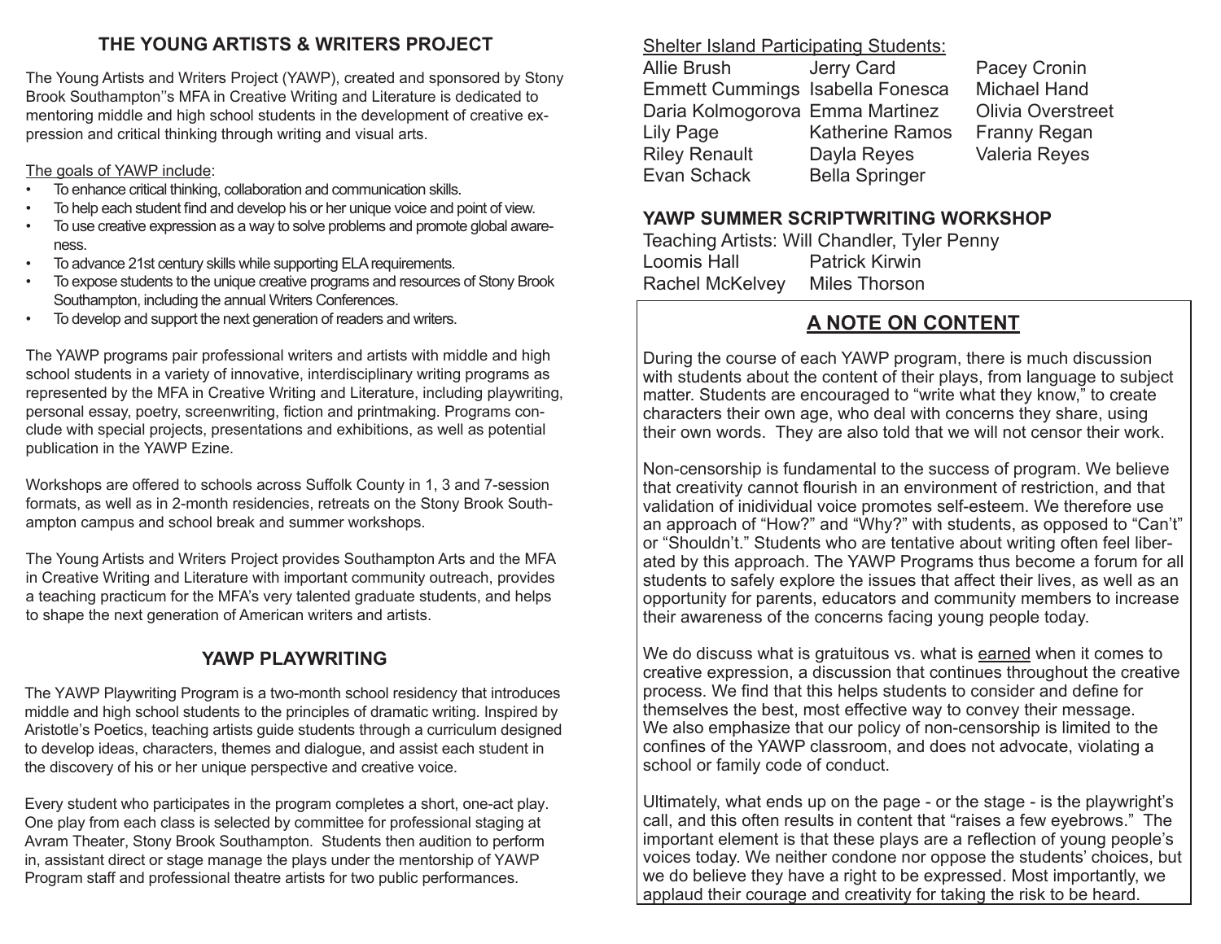## THE YOUNG ARTISTS & WRITERS PROJECT

The Young Artists and Writers Project (YAWP), created and sponsored by Stony Brook Southampton''s MFA in Creative Writing and Literature is dedicated to mentoring middle and high school students in the development of creative expression and critical thinking through writing and visual arts.

The goals of YAWP include:

- To enhance critical thinking, collaboration and communication skills.
- To help each student find and develop his or her unique voice and point of view.
- To use creative expression as a way to solve problems and promote global awareness.
- To advance 21st century skills while supporting ELA requirements.
- To expose students to the unique creative programs and resources of Stony Brook Southampton, including the annual Writers Conferences.
- To develop and support the next generation of readers and writers.

The YAWP programs pair professional writers and artists with middle and high school students in a variety of innovative, interdisciplinary writing programs as represented by the MFA in Creative Writing and Literature, including playwriting, personal essay, poetry, screenwriting, fiction and printmaking. Programs conclude with special projects, presentations and exhibitions, as well as potential publication in the YAWP Ezine.

Workshops are offered to schools across Suffolk County in 1, 3 and 7-session formats, as well as in 2-month residencies, retreats on the Stony Brook Southampton campus and school break and summer workshops.

The Young Artists and Writers Project provides Southampton Arts and the MFA in Creative Writing and Literature with important community outreach, provides a teaching practicum for the MFA's very talented graduate students, and helps to shape the next generation of American writers and artists.

## YAWP PLAYWRITING

The YAWP Playwriting Program is a two-month school residency that introduces middle and high school students to the principles of dramatic writing. Inspired by Aristotle's Poetics, teaching artists guide students through a curriculum designed to develop ideas, characters, themes and dialogue, and assist each student in the discovery of his or her unique perspective and creative voice.

Every student who participates in the program completes a short, one-act play. One play from each class is selected by committee for professional staging at Avram Theater, Stony Brook Southampton. Students then audition to perform in, assistant direct or stage manage the plays under the mentorship of YAWP Program staff and professional theatre artists for two public performances.

Shelter Island Participating Students:

| | | |
|---|---|---|
| Allie Brush | Jerry Card | Pacey Cronin |
| Emmett Cummings | Isabella Fonesca | Michael Hand |
| Daria Kolmogorova | Emma Martinez | Olivia Overstreet |
| Lily Page | Katherine Ramos | Franny Regan |
| Riley Renault | Dayla Reyes | Valeria Reyes |
| Evan Schack | Bella Springer | |

## YAWP SUMMER SCRIPTWRITING WORKSHOP

Teaching Artists: Will Chandler, Tyler Penny

| | |
|---|---|
| Loomis Hall | Patrick Kirwin |
| Rachel McKelvey | Miles Thorson |

## A NOTE ON CONTENT

During the course of each YAWP program, there is much discussion with students about the content of their plays, from language to subject matter. Students are encouraged to "write what they know," to create characters their own age, who deal with concerns they share, using their own words. They are also told that we will not censor their work.

Non-censorship is fundamental to the success of program. We believe that creativity cannot flourish in an environment of restriction, and that validation of inidividual voice promotes self-esteem. We therefore use an approach of "How?" and "Why?" with students, as opposed to "Can't" or "Shouldn't." Students who are tentative about writing often feel liberated by this approach. The YAWP Programs thus become a forum for all students to safely explore the issues that affect their lives, as well as an opportunity for parents, educators and community members to increase their awareness of the concerns facing young people today.

We do discuss what is gratuitous vs. what is earned when it comes to creative expression, a discussion that continues throughout the creative process. We find that this helps students to consider and define for themselves the best, most effective way to convey their message. We also emphasize that our policy of non-censorship is limited to the confines of the YAWP classroom, and does not advocate, violating a school or family code of conduct.

Ultimately, what ends up on the page - or the stage - is the playwright's call, and this often results in content that "raises a few eyebrows." The important element is that these plays are a reflection of young people's voices today. We neither condone nor oppose the students' choices, but we do believe they have a right to be expressed. Most importantly, we applaud their courage and creativity for taking the risk to be heard.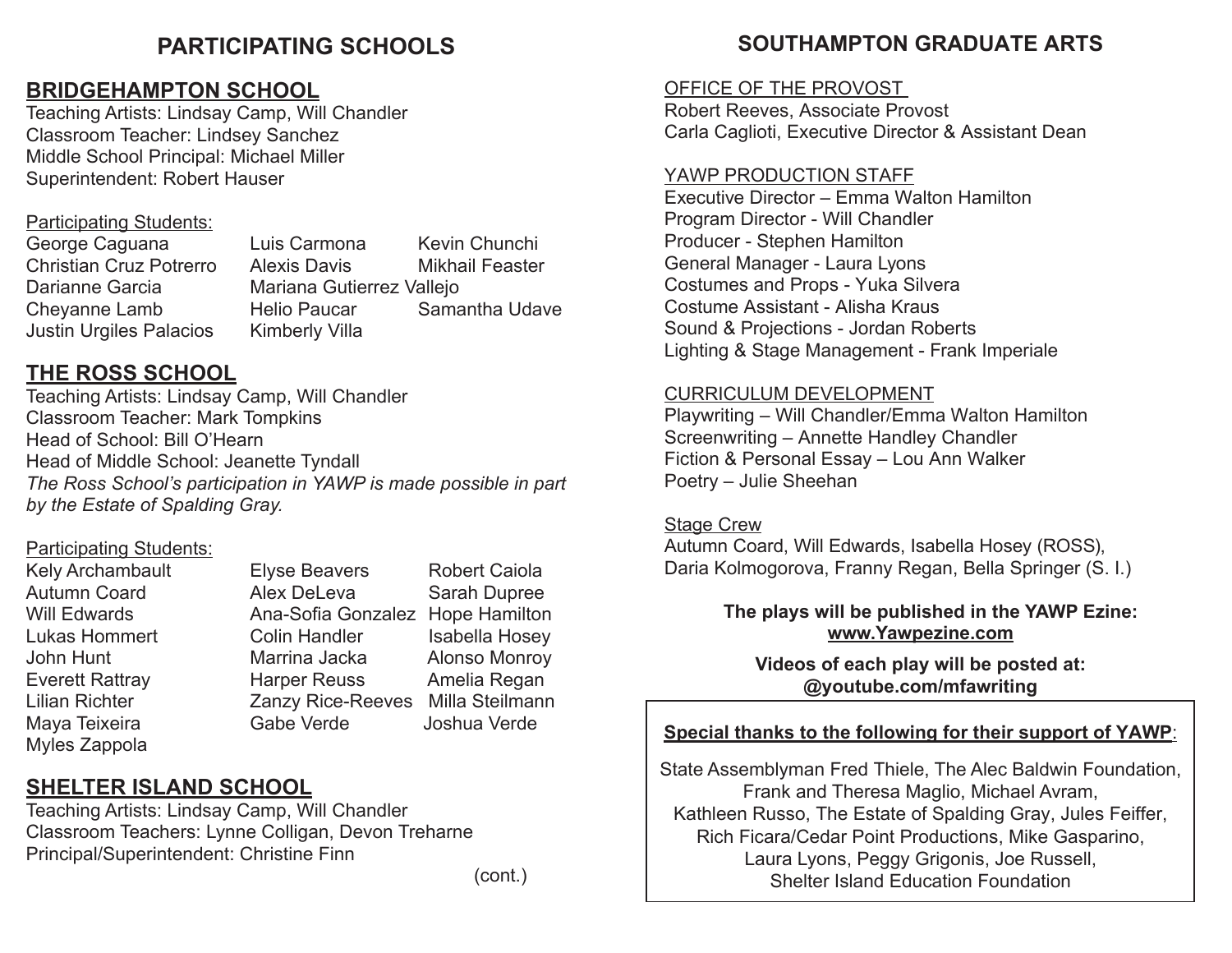## PARTICIPATING SCHOOLS

### BRIDGEHAMPTON SCHOOL

Teaching Artists: Lindsay Camp, Will Chandler
Classroom Teacher: Lindsey Sanchez
Middle School Principal: Michael Miller
Superintendent: Robert Hauser

Participating Students:

George Caguana, Luis Carmona, Kevin Chunchi, Christian Cruz Potrerro, Alexis Davis, Mikhail Feaster, Darianne Garcia, Mariana Gutierrez Vallejo, Cheyanne Lamb, Helio Paucar, Samantha Udave, Justin Urgiles Palacios, Kimberly Villa

### THE ROSS SCHOOL

Teaching Artists: Lindsay Camp, Will Chandler
Classroom Teacher: Mark Tompkins
Head of School: Bill O'Hearn
Head of Middle School: Jeanette Tyndall
*The Ross School's participation in YAWP is made possible in part by the Estate of Spalding Gray.*

Participating Students:

Kely Archambault, Elyse Beavers, Robert Caiola, Autumn Coard, Alex DeLeva, Sarah Dupree, Will Edwards, Ana-Sofia Gonzalez, Hope Hamilton, Lukas Hommert, Colin Handler, Isabella Hosey, John Hunt, Marrina Jacka, Alonso Monroy, Everett Rattray, Harper Reuss, Amelia Regan, Lilian Richter, Zanzy Rice-Reeves, Milla Steilmann, Maya Teixeira, Gabe Verde, Joshua Verde, Myles Zappola

### SHELTER ISLAND SCHOOL

Teaching Artists: Lindsay Camp, Will Chandler
Classroom Teachers: Lynne Colligan, Devon Treharne
Principal/Superintendent: Christine Finn

(cont.)

## SOUTHAMPTON GRADUATE ARTS

OFFICE OF THE PROVOST
Robert Reeves, Associate Provost
Carla Caglioti, Executive Director & Assistant Dean

YAWP PRODUCTION STAFF
Executive Director – Emma Walton Hamilton
Program Director - Will Chandler
Producer - Stephen Hamilton
General Manager - Laura Lyons
Costumes and Props - Yuka Silvera
Costume Assistant - Alisha Kraus
Sound & Projections - Jordan Roberts
Lighting & Stage Management - Frank Imperiale

CURRICULUM DEVELOPMENT
Playwriting – Will Chandler/Emma Walton Hamilton
Screenwriting – Annette Handley Chandler
Fiction & Personal Essay – Lou Ann Walker
Poetry – Julie Sheehan

Stage Crew
Autumn Coard, Will Edwards, Isabella Hosey (ROSS), Daria Kolmogorova, Franny Regan, Bella Springer (S. I.)

**The plays will be published in the YAWP Ezine:**
**www.Yawpezine.com**

**Videos of each play will be posted at:**
**@youtube.com/mfawriting**

**Special thanks to the following for their support of YAWP:**

State Assemblyman Fred Thiele, The Alec Baldwin Foundation, Frank and Theresa Maglio, Michael Avram, Kathleen Russo, The Estate of Spalding Gray, Jules Feiffer, Rich Ficara/Cedar Point Productions, Mike Gasparino, Laura Lyons, Peggy Grigonis, Joe Russell, Shelter Island Education Foundation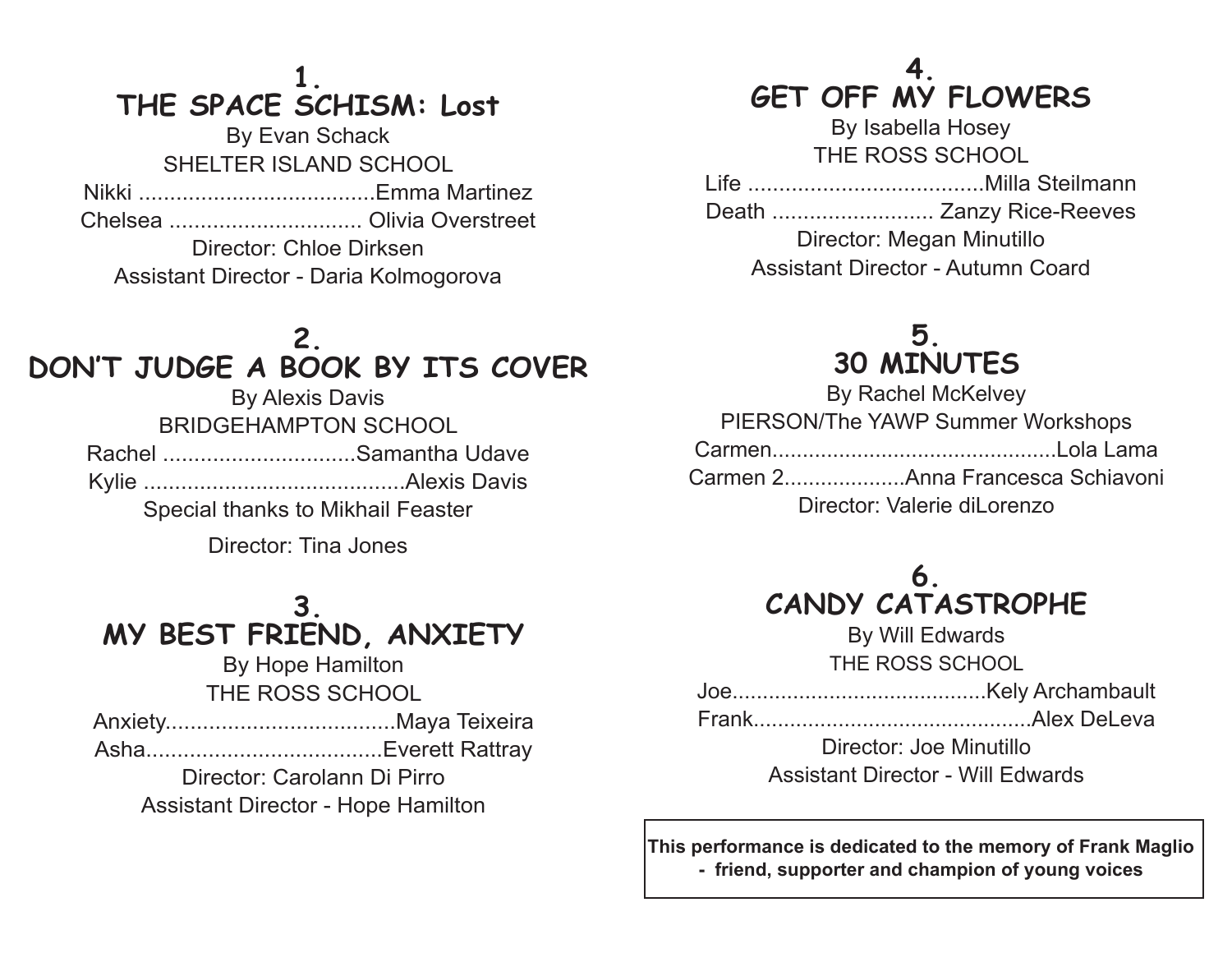## 1. THE SPACE SCHISM: Lost

By Evan Schack

SHELTER ISLAND SCHOOL

Nikki ......................................Emma Martinez

Chelsea ............................... Olivia Overstreet

Director: Chloe Dirksen

Assistant Director - Daria Kolmogorova

## 2. DON'T JUDGE A BOOK BY ITS COVER

By Alexis Davis

BRIDGEHAMPTON SCHOOL

Rachel ...............................Samantha Udave

Kylie ..........................................Alexis Davis

Special thanks to Mikhail Feaster

Director: Tina Jones

## 3. MY BEST FRIEND, ANXIETY

By Hope Hamilton

THE ROSS SCHOOL

Anxiety.....................................Maya Teixeira

Asha......................................Everett Rattray

Director: Carolann Di Pirro

Assistant Director - Hope Hamilton

## 4. GET OFF MY FLOWERS

By Isabella Hosey

THE ROSS SCHOOL

Life ......................................Milla Steilmann

Death .......................... Zanzy Rice-Reeves

Director: Megan Minutillo

Assistant Director - Autumn Coard

## 5. 30 MINUTES

By Rachel McKelvey

PIERSON/The YAWP Summer Workshops

Carmen...............................................Lola Lama

Carmen 2....................Anna Francesca Schiavoni

Director: Valerie diLorenzo

## 6. CANDY CATASTROPHE

By Will Edwards

THE ROSS SCHOOL

Joe..........................................Kely Archambault

Frank.............................................Alex DeLeva

Director: Joe Minutillo

Assistant Director - Will Edwards

**This performance is dedicated to the memory of Frank Maglio - friend, supporter and champion of young voices**